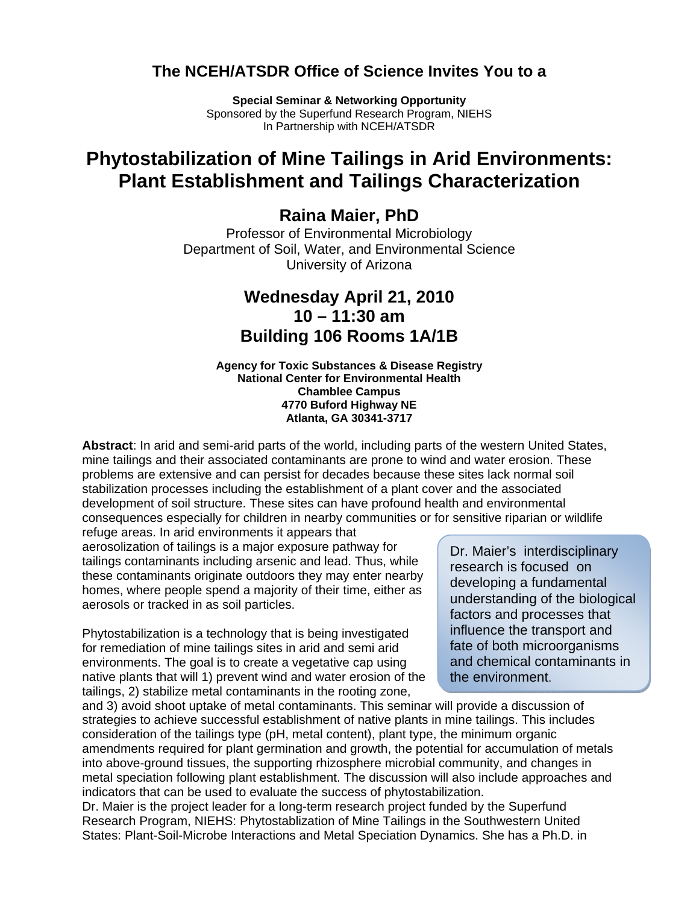**The NCEH/ATSDR Office of Science Invites You to a**

**Special Seminar & Networking Opportunity**
Sponsored by the Superfund Research Program, NIEHS
In Partnership with NCEH/ATSDR

# Phytostabilization of Mine Tailings in Arid Environments: Plant Establishment and Tailings Characterization

## Raina Maier, PhD

Professor of Environmental Microbiology
Department of Soil, Water, and Environmental Science
University of Arizona

### Wednesday April 21, 2010
### 10 – 11:30 am
### Building 106 Rooms 1A/1B

**Agency for Toxic Substances & Disease Registry**
**National Center for Environmental Health**
**Chamblee Campus**
**4770 Buford Highway NE**
**Atlanta, GA 30341-3717**

**Abstract**: In arid and semi-arid parts of the world, including parts of the western United States, mine tailings and their associated contaminants are prone to wind and water erosion. These problems are extensive and can persist for decades because these sites lack normal soil stabilization processes including the establishment of a plant cover and the associated development of soil structure. These sites can have profound health and environmental consequences especially for children in nearby communities or for sensitive riparian or wildlife refuge areas. In arid environments it appears that aerosolization of tailings is a major exposure pathway for tailings contaminants including arsenic and lead. Thus, while these contaminants originate outdoors they may enter nearby homes, where people spend a majority of their time, either as aerosols or tracked in as soil particles.

Phytostabilization is a technology that is being investigated for remediation of mine tailings sites in arid and semi arid environments. The goal is to create a vegetative cap using native plants that will 1) prevent wind and water erosion of the tailings, 2) stabilize metal contaminants in the rooting zone, and 3) avoid shoot uptake of metal contaminants. This seminar will provide a discussion of strategies to achieve successful establishment of native plants in mine tailings. This includes consideration of the tailings type (pH, metal content), plant type, the minimum organic amendments required for plant germination and growth, the potential for accumulation of metals into above-ground tissues, the supporting rhizosphere microbial community, and changes in metal speciation following plant establishment. The discussion will also include approaches and indicators that can be used to evaluate the success of phytostabilization.

Dr. Maier's interdisciplinary research is focused on developing a fundamental understanding of the biological factors and processes that influence the transport and fate of both microorganisms and chemical contaminants in the environment.

Dr. Maier is the project leader for a long-term research project funded by the Superfund Research Program, NIEHS: Phytostablization of Mine Tailings in the Southwestern United States: Plant-Soil-Microbe Interactions and Metal Speciation Dynamics. She has a Ph.D. in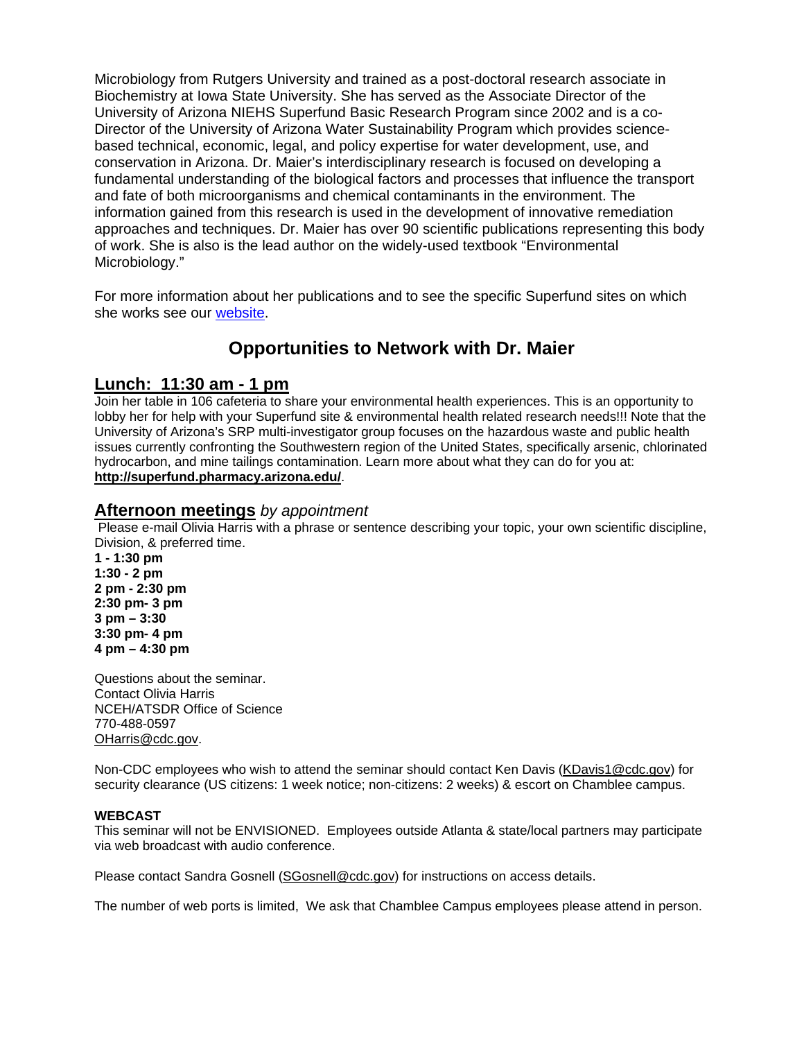Microbiology from Rutgers University and trained as a post-doctoral research associate in Biochemistry at Iowa State University. She has served as the Associate Director of the University of Arizona NIEHS Superfund Basic Research Program since 2002 and is a co-Director of the University of Arizona Water Sustainability Program which provides science-based technical, economic, legal, and policy expertise for water development, use, and conservation in Arizona. Dr. Maier's interdisciplinary research is focused on developing a fundamental understanding of the biological factors and processes that influence the transport and fate of both microorganisms and chemical contaminants in the environment. The information gained from this research is used in the development of innovative remediation approaches and techniques. Dr. Maier has over 90 scientific publications representing this body of work. She is also is the lead author on the widely-used textbook "Environmental Microbiology."

For more information about her publications and to see the specific Superfund sites on which she works see our website.

## Opportunities to Network with Dr. Maier

### Lunch: 11:30 am - 1 pm

Join her table in 106 cafeteria to share your environmental health experiences. This is an opportunity to lobby her for help with your Superfund site & environmental health related research needs!!! Note that the University of Arizona's SRP multi-investigator group focuses on the hazardous waste and public health issues currently confronting the Southwestern region of the United States, specifically arsenic, chlorinated hydrocarbon, and mine tailings contamination. Learn more about what they can do for you at: **http://superfund.pharmacy.arizona.edu/**.

### Afternoon meetings *by appointment*

Please e-mail Olivia Harris with a phrase or sentence describing your topic, your own scientific discipline, Division, & preferred time.

**1 - 1:30 pm**
**1:30 - 2 pm**
**2 pm - 2:30 pm**
**2:30 pm- 3 pm**
**3 pm – 3:30**
**3:30 pm- 4 pm**
**4 pm – 4:30 pm**

Questions about the seminar.
Contact Olivia Harris
NCEH/ATSDR Office of Science
770-488-0597
OHarris@cdc.gov.

Non-CDC employees who wish to attend the seminar should contact Ken Davis (KDavis1@cdc.gov) for security clearance (US citizens: 1 week notice; non-citizens: 2 weeks) & escort on Chamblee campus.

**WEBCAST**

This seminar will not be ENVISIONED. Employees outside Atlanta & state/local partners may participate via web broadcast with audio conference.

Please contact Sandra Gosnell (SGosnell@cdc.gov) for instructions on access details.

The number of web ports is limited, We ask that Chamblee Campus employees please attend in person.